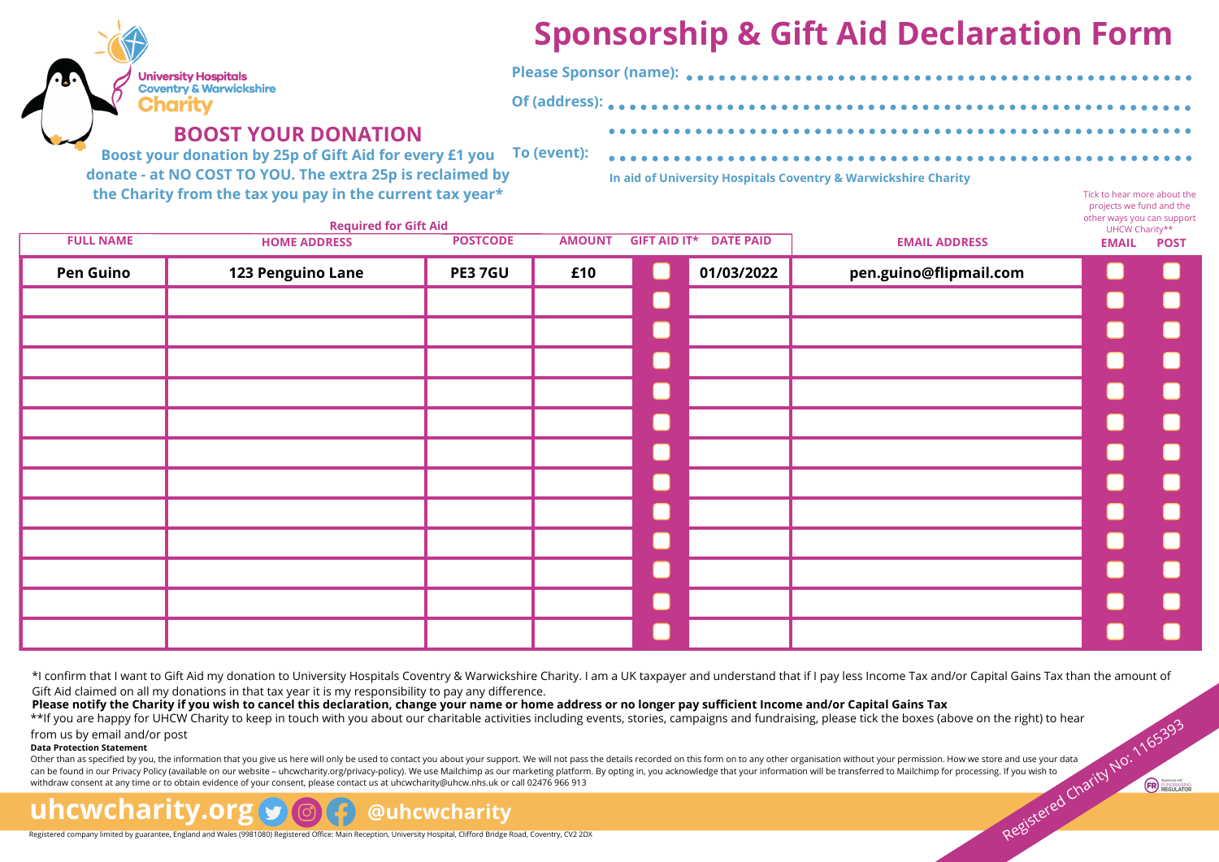University Hospitals Coventry & Warwickshire Charity

# Sponsorship & Gift Aid Declaration Form

## BOOST YOUR DONATION

**Boost your donation by 25p of Gift Aid for every £1 you donate - at NO COST TO YOU. The extra 25p is reclaimed by the Charity from the tax you pay in the current tax year***

**Please Sponsor (name):** ..................................................

**Of (address):** ..................................................

..................................................

**To (event):** ..................................................

**In aid of University Hospitals Coventry & Warwickshire Charity**

| FULL NAME | HOME ADDRESS | POSTCODE | AMOUNT | GIFT AID IT* | DATE PAID | EMAIL ADDRESS | EMAIL | POST |
|---|---|---|---|---|---|---|---|---|
| | Required for Gift Aid | | | | | | Tick to hear more about the projects we fund and the other ways you can support UHCW Charity** | |
| **Pen Guino** | **123 Penguino Lane** | **PE3 7GU** | **£10** | ☐ | **01/03/2022** | **pen.guino@flipmail.com** | ☐ | ☐ |
| | | | | ☐ | | | ☐ | ☐ |
| | | | | ☐ | | | ☐ | ☐ |
| | | | | ☐ | | | ☐ | ☐ |
| | | | | ☐ | | | ☐ | ☐ |
| | | | | ☐ | | | ☐ | ☐ |
| | | | | ☐ | | | ☐ | ☐ |
| | | | | ☐ | | | ☐ | ☐ |
| | | | | ☐ | | | ☐ | ☐ |
| | | | | ☐ | | | ☐ | ☐ |
| | | | | ☐ | | | ☐ | ☐ |
| | | | | ☐ | | | ☐ | ☐ |
| | | | | ☐ | | | ☐ | ☐ |

*I confirm that I want to Gift Aid my donation to University Hospitals Coventry & Warwickshire Charity. I am a UK taxpayer and understand that if I pay less Income Tax and/or Capital Gains Tax than the amount of Gift Aid claimed on all my donations in that tax year it is my responsibility to pay any difference.

**Please notify the Charity if you wish to cancel this declaration, change your name or home address or no longer pay sufficient Income and/or Capital Gains Tax**

**If you are happy for UHCW Charity to keep in touch with you about our charitable activities including events, stories, campaigns and fundraising, please tick the boxes (above on the right) to hear from us by email and/or post

**Data Protection Statement**

Other than as specified by you, the information that you give us here will only be used to contact you about your support. We will not pass the details recorded on this form on to any other organisation without your permission. How we store and use your data can be found in our Privacy Policy (available on our website – uhcwcharity.org/privacy-policy). We use Mailchimp as our marketing platform. By opting in, you acknowledge that your information will be transferred to Mailchimp for processing. If you wish to withdraw consent at any time or to obtain evidence of your consent, please contact us at uhcwcharity@uhcw.nhs.uk or call 02476 966 913

Registered Charity No: 1165393

Registered with FUNDRAISING REGULATOR

**uhcwcharity.org** **@uhcwcharity**

Registered company limited by guarantee, England and Wales (9981080) Registered Office: Main Reception, University Hospital, Clifford Bridge Road, Coventry, CV2 2DX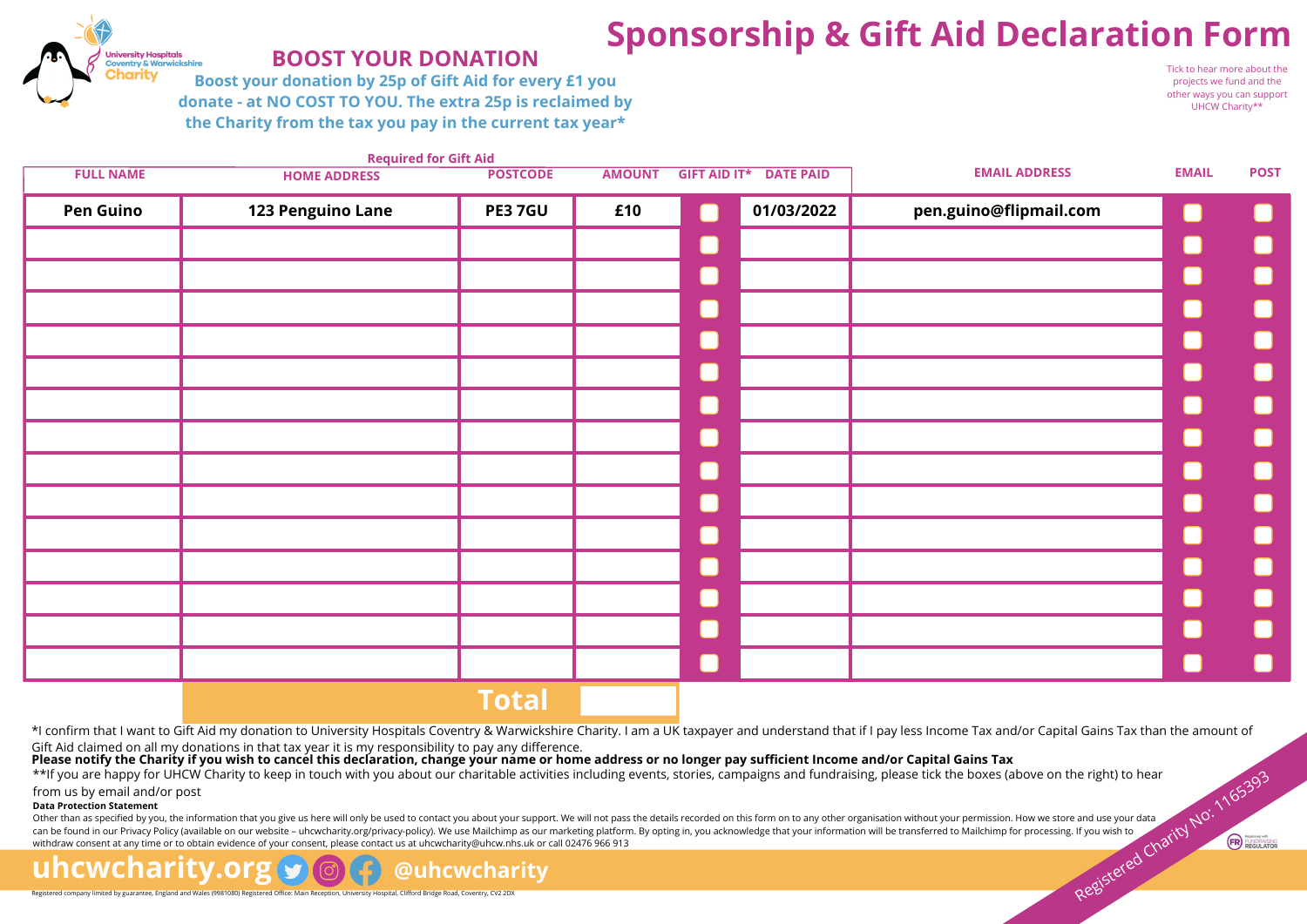University Hospitals Coventry & Warwickshire Charity

# Sponsorship & Gift Aid Declaration Form

## BOOST YOUR DONATION

**Boost your donation by 25p of Gift Aid for every £1 you donate - at NO COST TO YOU. The extra 25p is reclaimed by the Charity from the tax you pay in the current tax year***

Tick to hear more about the projects we fund and the other ways you can support UHCW Charity**

| FULL NAME | HOME ADDRESS (Required for Gift Aid) | POSTCODE (Required for Gift Aid) | AMOUNT | GIFT AID IT* | DATE PAID | EMAIL ADDRESS | EMAIL | POST |
|---|---|---|---|---|---|---|---|---|
| Pen Guino | 123 Penguino Lane | PE3 7GU | £10 | ☐ | 01/03/2022 | pen.guino@flipmail.com | ☐ | ☐ |
| | | | | ☐ | | | ☐ | ☐ |
| | | | | ☐ | | | ☐ | ☐ |
| | | | | ☐ | | | ☐ | ☐ |
| | | | | ☐ | | | ☐ | ☐ |
| | | | | ☐ | | | ☐ | ☐ |
| | | | | ☐ | | | ☐ | ☐ |
| | | | | ☐ | | | ☐ | ☐ |
| | | | | ☐ | | | ☐ | ☐ |
| | | | | ☐ | | | ☐ | ☐ |
| | | | | ☐ | | | ☐ | ☐ |
| | | | | ☐ | | | ☐ | ☐ |
| | | | | ☐ | | | ☐ | ☐ |
| | | | | ☐ | | | ☐ | ☐ |
| | | | | ☐ | | | ☐ | ☐ |
| | | **Total** | | | | | | |

*I confirm that I want to Gift Aid my donation to University Hospitals Coventry & Warwickshire Charity. I am a UK taxpayer and understand that if I pay less Income Tax and/or Capital Gains Tax than the amount of Gift Aid claimed on all my donations in that tax year it is my responsibility to pay any difference.

**Please notify the Charity if you wish to cancel this declaration, change your name or home address or no longer pay sufficient Income and/or Capital Gains Tax**

**If you are happy for UHCW Charity to keep in touch with you about our charitable activities including events, stories, campaigns and fundraising, please tick the boxes (above on the right) to hear from us by email and/or post

**Data Protection Statement**

Other than as specified by you, the information that you give us here will only be used to contact you about your support. We will not pass the details recorded on this form on to any other organisation without your permission. How we store and use your data can be found in our Privacy Policy (available on our website – uhcwcharity.org/privacy-policy). We use Mailchimp as our marketing platform. By opting in, you acknowledge that your information will be transferred to Mailchimp for processing. If you wish to withdraw consent at any time or to obtain evidence of your consent, please contact us at uhcwcharity@uhcw.nhs.uk or call 02476 966 913

Registered Charity No: 1165393

Registered with FUNDRAISING REGULATOR

**uhcwcharity.org** @uhcwcharity

Registered company limited by guarantee, England and Wales (9981080) Registered Office: Main Reception, University Hospital, Clifford Bridge Road, Coventry, CV2 2DX